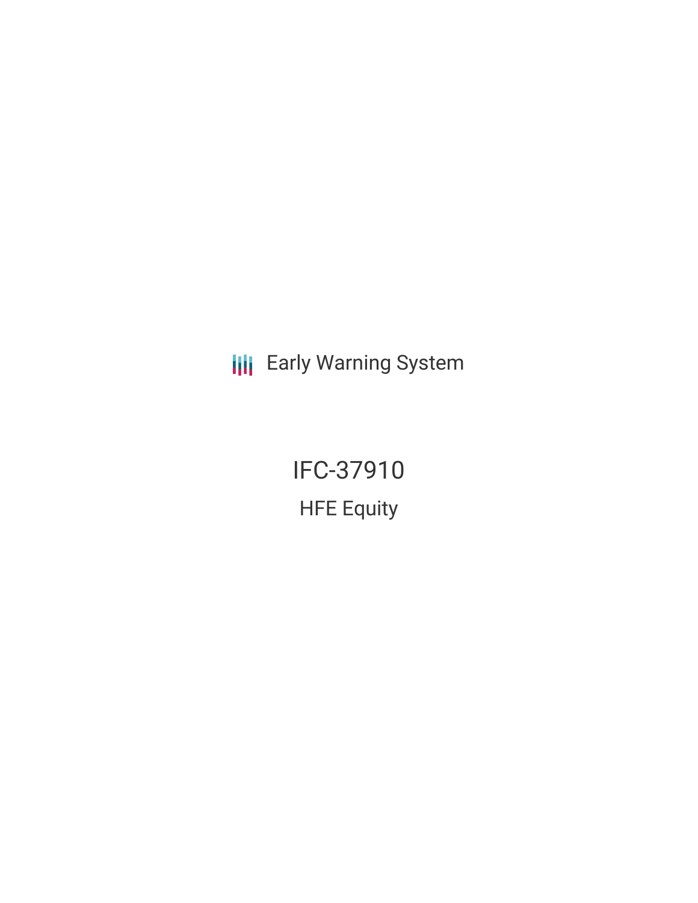Early Warning System

# IFC-37910

## HFE Equity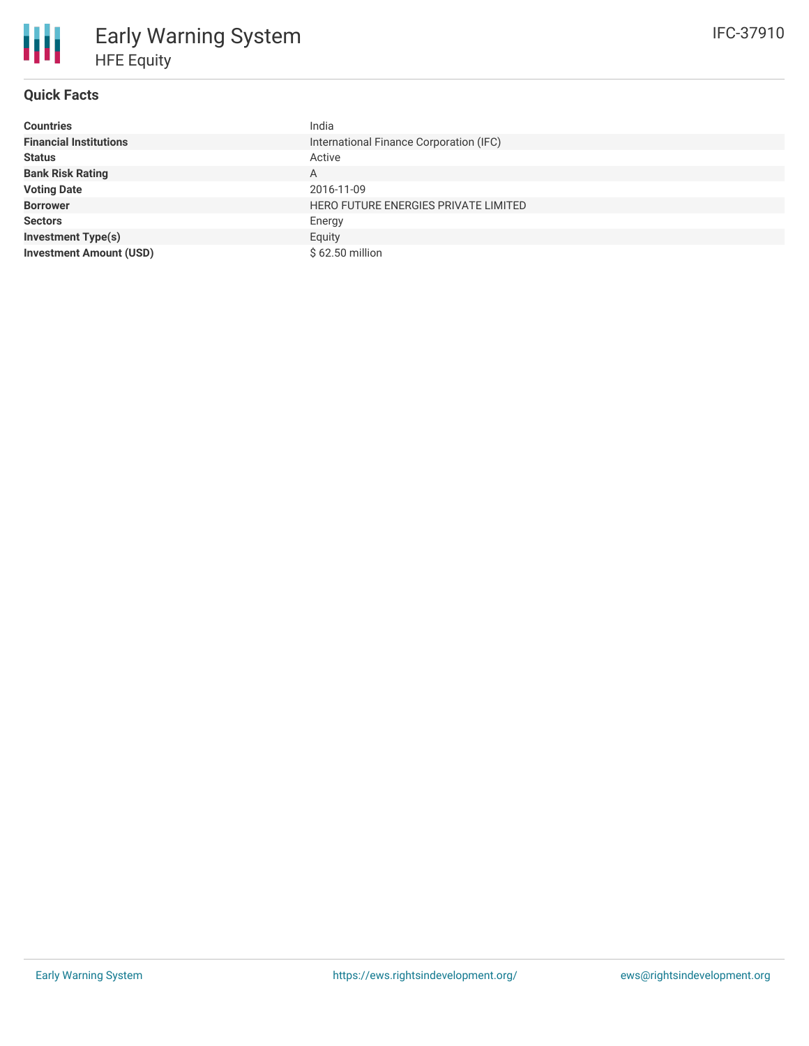# Early Warning System

## HFE Equity

IFC-37910

### Quick Facts

| | |
|---|---|
| **Countries** | India |
| **Financial Institutions** | International Finance Corporation (IFC) |
| **Status** | Active |
| **Bank Risk Rating** | A |
| **Voting Date** | 2016-11-09 |
| **Borrower** | HERO FUTURE ENERGIES PRIVATE LIMITED |
| **Sectors** | Energy |
| **Investment Type(s)** | Equity |
| **Investment Amount (USD)** | $ 62.50 million |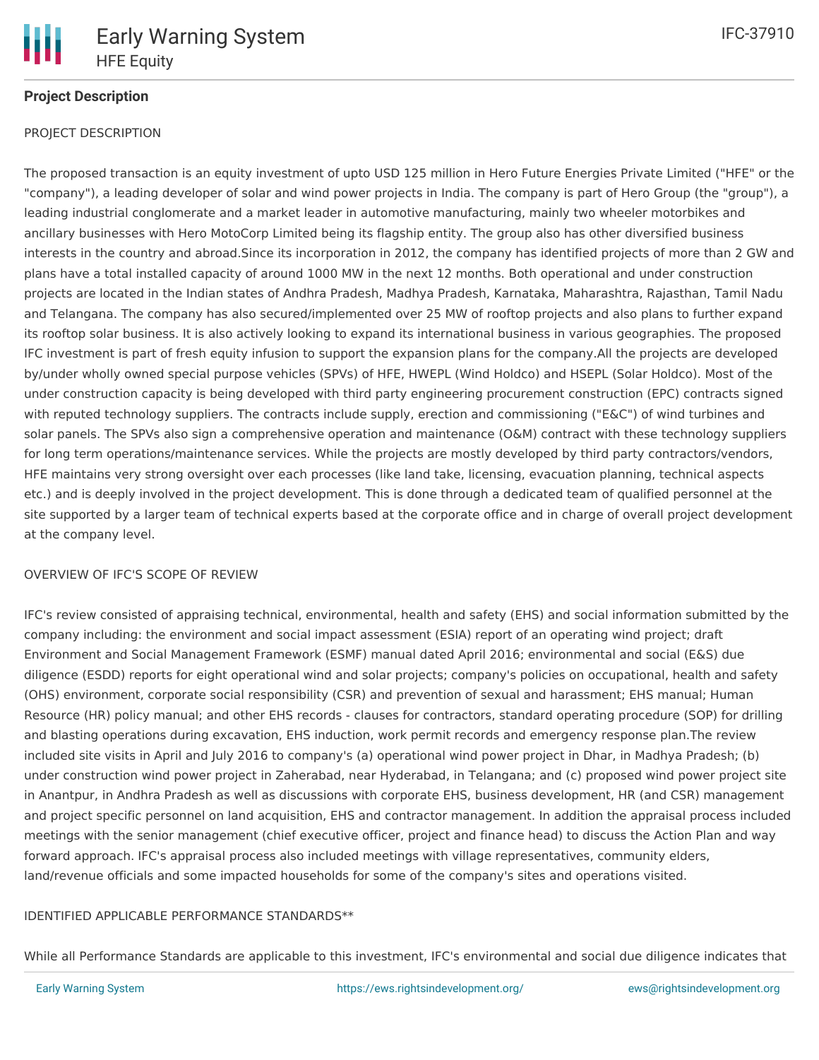## Project Description

PROJECT DESCRIPTION

The proposed transaction is an equity investment of upto USD 125 million in Hero Future Energies Private Limited ("HFE" or the "company"), a leading developer of solar and wind power projects in India. The company is part of Hero Group (the "group"), a leading industrial conglomerate and a market leader in automotive manufacturing, mainly two wheeler motorbikes and ancillary businesses with Hero MotoCorp Limited being its flagship entity. The group also has other diversified business interests in the country and abroad.Since its incorporation in 2012, the company has identified projects of more than 2 GW and plans have a total installed capacity of around 1000 MW in the next 12 months. Both operational and under construction projects are located in the Indian states of Andhra Pradesh, Madhya Pradesh, Karnataka, Maharashtra, Rajasthan, Tamil Nadu and Telangana. The company has also secured/implemented over 25 MW of rooftop projects and also plans to further expand its rooftop solar business. It is also actively looking to expand its international business in various geographies. The proposed IFC investment is part of fresh equity infusion to support the expansion plans for the company.All the projects are developed by/under wholly owned special purpose vehicles (SPVs) of HFE, HWEPL (Wind Holdco) and HSEPL (Solar Holdco). Most of the under construction capacity is being developed with third party engineering procurement construction (EPC) contracts signed with reputed technology suppliers. The contracts include supply, erection and commissioning ("E&C") of wind turbines and solar panels. The SPVs also sign a comprehensive operation and maintenance (O&M) contract with these technology suppliers for long term operations/maintenance services. While the projects are mostly developed by third party contractors/vendors, HFE maintains very strong oversight over each processes (like land take, licensing, evacuation planning, technical aspects etc.) and is deeply involved in the project development. This is done through a dedicated team of qualified personnel at the site supported by a larger team of technical experts based at the corporate office and in charge of overall project development at the company level.

OVERVIEW OF IFC'S SCOPE OF REVIEW

IFC's review consisted of appraising technical, environmental, health and safety (EHS) and social information submitted by the company including: the environment and social impact assessment (ESIA) report of an operating wind project; draft Environment and Social Management Framework (ESMF) manual dated April 2016; environmental and social (E&S) due diligence (ESDD) reports for eight operational wind and solar projects; company's policies on occupational, health and safety (OHS) environment, corporate social responsibility (CSR) and prevention of sexual and harassment; EHS manual; Human Resource (HR) policy manual; and other EHS records - clauses for contractors, standard operating procedure (SOP) for drilling and blasting operations during excavation, EHS induction, work permit records and emergency response plan.The review included site visits in April and July 2016 to company's (a) operational wind power project in Dhar, in Madhya Pradesh; (b) under construction wind power project in Zaherabad, near Hyderabad, in Telangana; and (c) proposed wind power project site in Anantpur, in Andhra Pradesh as well as discussions with corporate EHS, business development, HR (and CSR) management and project specific personnel on land acquisition, EHS and contractor management. In addition the appraisal process included meetings with the senior management (chief executive officer, project and finance head) to discuss the Action Plan and way forward approach. IFC's appraisal process also included meetings with village representatives, community elders, land/revenue officials and some impacted households for some of the company's sites and operations visited.

IDENTIFIED APPLICABLE PERFORMANCE STANDARDS**

While all Performance Standards are applicable to this investment, IFC's environmental and social due diligence indicates that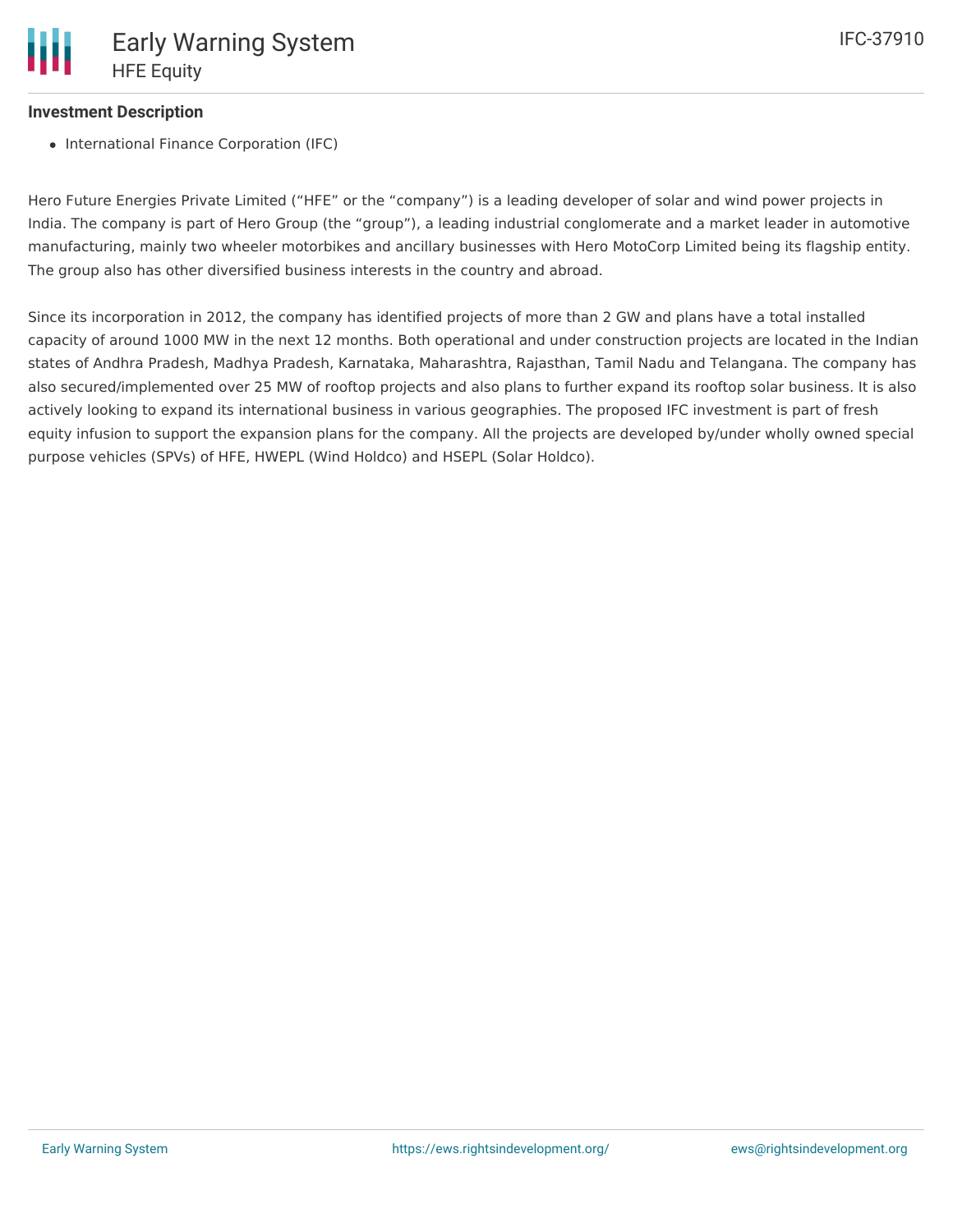**Investment Description**

- International Finance Corporation (IFC)

Hero Future Energies Private Limited ("HFE" or the "company") is a leading developer of solar and wind power projects in India. The company is part of Hero Group (the "group"), a leading industrial conglomerate and a market leader in automotive manufacturing, mainly two wheeler motorbikes and ancillary businesses with Hero MotoCorp Limited being its flagship entity. The group also has other diversified business interests in the country and abroad.

Since its incorporation in 2012, the company has identified projects of more than 2 GW and plans have a total installed capacity of around 1000 MW in the next 12 months. Both operational and under construction projects are located in the Indian states of Andhra Pradesh, Madhya Pradesh, Karnataka, Maharashtra, Rajasthan, Tamil Nadu and Telangana. The company has also secured/implemented over 25 MW of rooftop projects and also plans to further expand its rooftop solar business. It is also actively looking to expand its international business in various geographies. The proposed IFC investment is part of fresh equity infusion to support the expansion plans for the company. All the projects are developed by/under wholly owned special purpose vehicles (SPVs) of HFE, HWEPL (Wind Holdco) and HSEPL (Solar Holdco).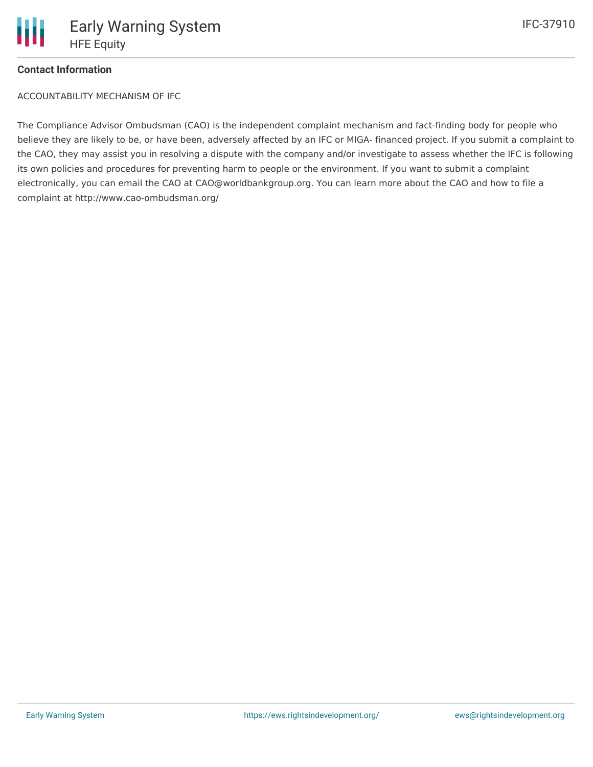**Contact Information**

ACCOUNTABILITY MECHANISM OF IFC

The Compliance Advisor Ombudsman (CAO) is the independent complaint mechanism and fact-finding body for people who believe they are likely to be, or have been, adversely affected by an IFC or MIGA- financed project. If you submit a complaint to the CAO, they may assist you in resolving a dispute with the company and/or investigate to assess whether the IFC is following its own policies and procedures for preventing harm to people or the environment. If you want to submit a complaint electronically, you can email the CAO at CAO@worldbankgroup.org. You can learn more about the CAO and how to file a complaint at http://www.cao-ombudsman.org/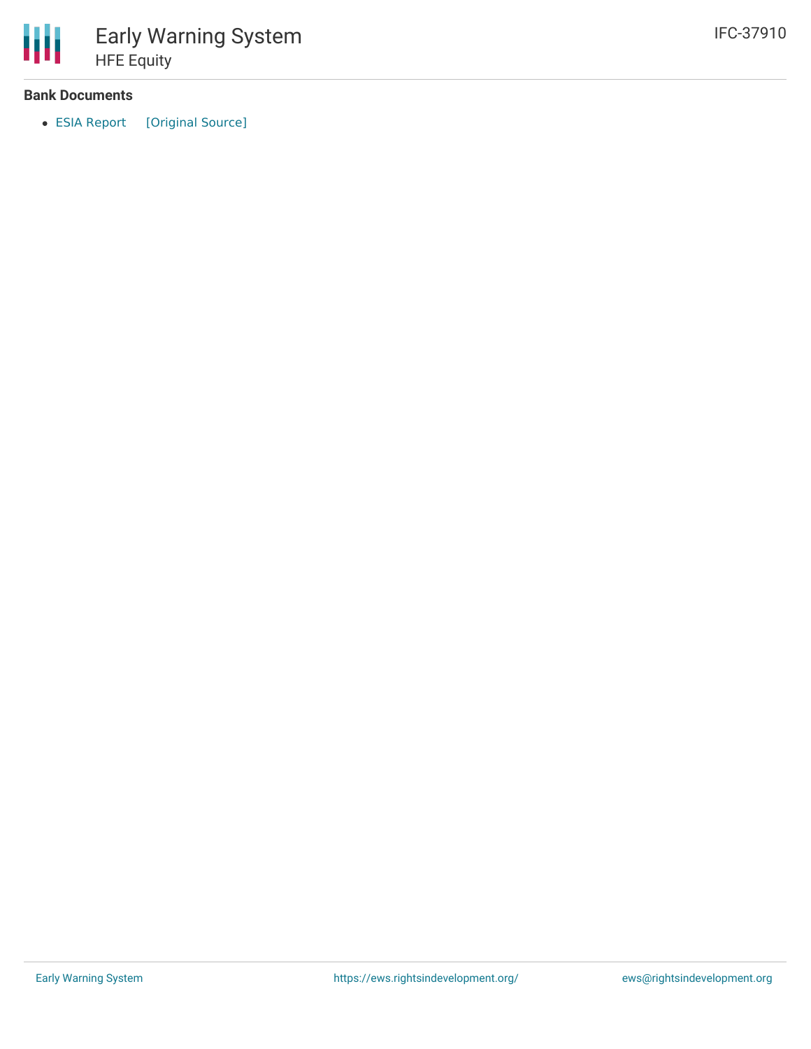**Bank Documents**

- ESIA Report [Original Source]